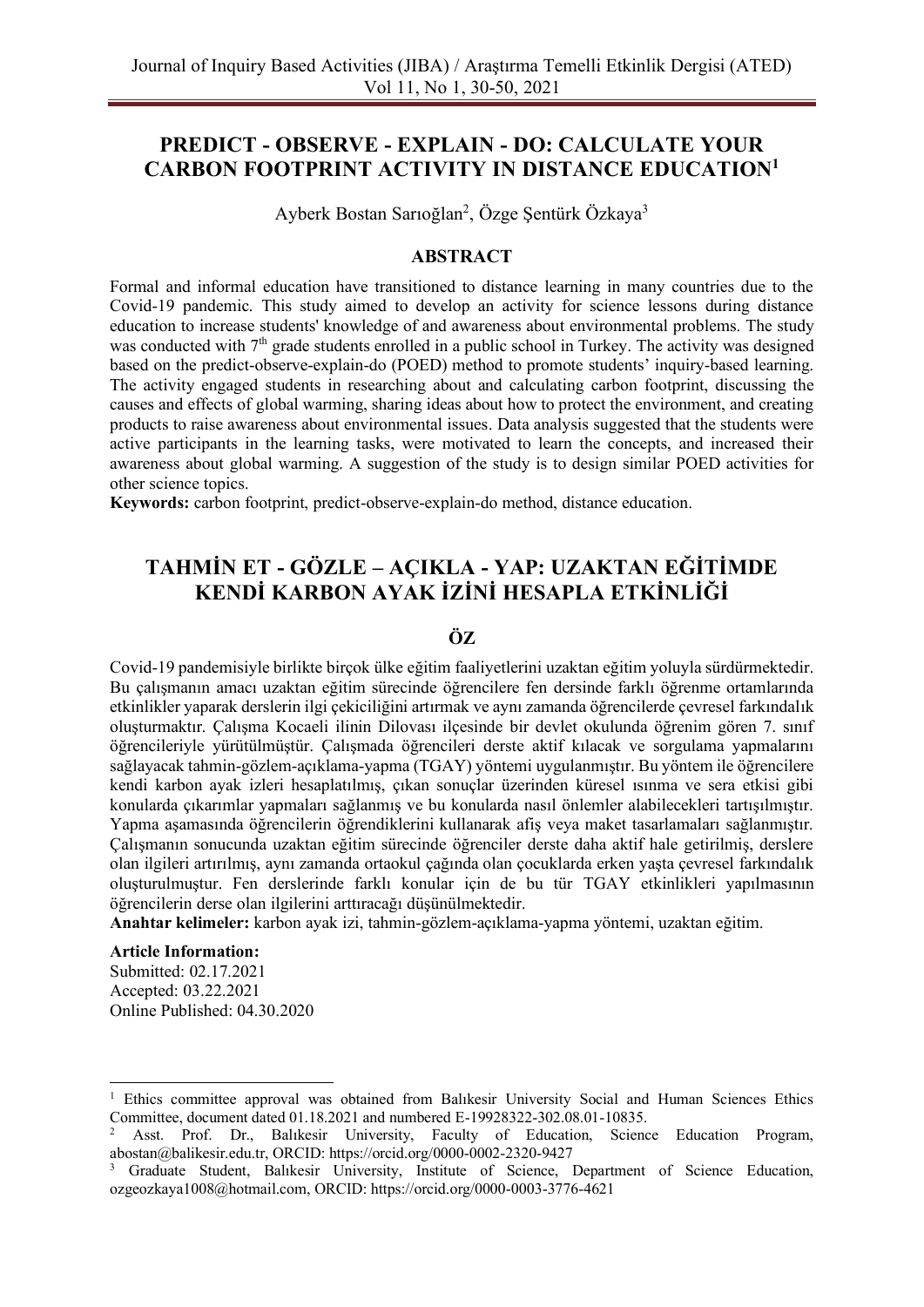# PREDICT - OBSERVE - EXPLAIN - DO: CALCULATE YOUR CARBON FOOTPRINT ACTIVITY IN DISTANCE EDUCATION[1]

Ayberk Bostan Sarıoğlan[2], Özge Şentürk Özkaya[3]

## ABSTRACT

Formal and informal education have transitioned to distance learning in many countries due to the Covid-19 pandemic. This study aimed to develop an activity for science lessons during distance education to increase students' knowledge of and awareness about environmental problems. The study was conducted with 7th grade students enrolled in a public school in Turkey. The activity was designed based on the predict-observe-explain-do (POED) method to promote students' inquiry-based learning. The activity engaged students in researching about and calculating carbon footprint, discussing the causes and effects of global warming, sharing ideas about how to protect the environment, and creating products to raise awareness about environmental issues. Data analysis suggested that the students were active participants in the learning tasks, were motivated to learn the concepts, and increased their awareness about global warming. A suggestion of the study is to design similar POED activities for other science topics.

**Keywords:** carbon footprint, predict-observe-explain-do method, distance education.

# TAHMİN ET - GÖZLE – AÇIKLA - YAP: UZAKTAN EĞİTİMDE KENDİ KARBON AYAK İZİNİ HESAPLA ETKİNLİĞİ

## ÖZ

Covid-19 pandemisiyle birlikte birçok ülke eğitim faaliyetlerini uzaktan eğitim yoluyla sürdürmektedir. Bu çalışmanın amacı uzaktan eğitim sürecinde öğrencilere fen dersinde farklı öğrenme ortamlarında etkinlikler yaparak derslerin ilgi çekiciliğini artırmak ve aynı zamanda öğrencilerde çevresel farkındalık oluşturmaktır. Çalışma Kocaeli ilinin Dilovası ilçesinde bir devlet okulunda öğrenim gören 7. sınıf öğrencileriyle yürütülmüştür. Çalışmada öğrencileri derste aktif kılacak ve sorgulama yapmalarını sağlayacak tahmin-gözlem-açıklama-yapma (TGAY) yöntemi uygulanmıştır. Bu yöntem ile öğrencilere kendi karbon ayak izleri hesaplatılmış, çıkan sonuçlar üzerinden küresel ısınma ve sera etkisi gibi konularda çıkarımlar yapmaları sağlanmış ve bu konularda nasıl önlemler alabilecekleri tartışılmıştır. Yapma aşamasında öğrencilerin öğrendiklerini kullanarak afiş veya maket tasarlamaları sağlanmıştır. Çalışmanın sonucunda uzaktan eğitim sürecinde öğrenciler derste daha aktif hale getirilmiş, derslere olan ilgileri artırılmış, aynı zamanda ortaokul çağında olan çocuklarda erken yaşta çevresel farkındalık oluşturulmuştur. Fen derslerinde farklı konular için de bu tür TGAY etkinlikleri yapılmasının öğrencilerin derse olan ilgilerini arttıracağı düşünülmektedir.

**Anahtar kelimeler:** karbon ayak izi, tahmin-gözlem-açıklama-yapma yöntemi, uzaktan eğitim.

**Article Information:**
Submitted: 02.17.2021
Accepted: 03.22.2021
Online Published: 04.30.2020

---

[1] Ethics committee approval was obtained from Balıkesir University Social and Human Sciences Ethics Committee, document dated 01.18.2021 and numbered E-19928322-302.08.01-10835.

[2] Asst. Prof. Dr., Balıkesir University, Faculty of Education, Science Education Program, abostan@balikesir.edu.tr, ORCID: https://orcid.org/0000-0002-2320-9427

[3] Graduate Student, Balıkesir University, Institute of Science, Department of Science Education, ozgeozkaya1008@hotmail.com, ORCID: https://orcid.org/0000-0003-3776-4621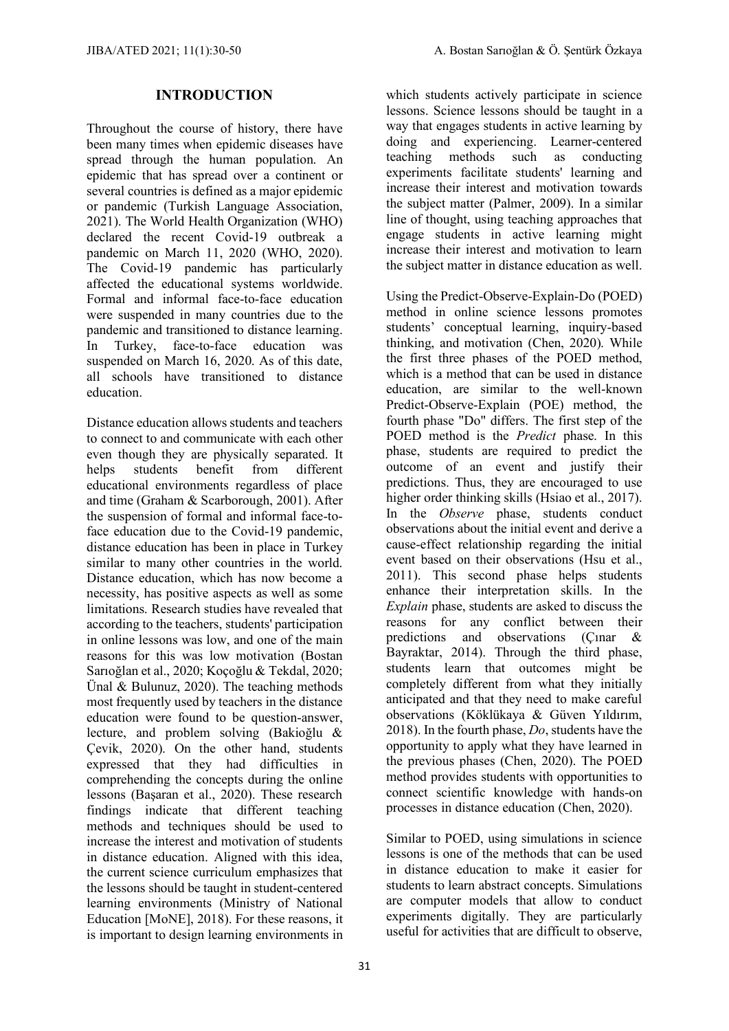## INTRODUCTION

Throughout the course of history, there have been many times when epidemic diseases have spread through the human population. An epidemic that has spread over a continent or several countries is defined as a major epidemic or pandemic (Turkish Language Association, 2021). The World Health Organization (WHO) declared the recent Covid-19 outbreak a pandemic on March 11, 2020 (WHO, 2020). The Covid-19 pandemic has particularly affected the educational systems worldwide. Formal and informal face-to-face education were suspended in many countries due to the pandemic and transitioned to distance learning. In Turkey, face-to-face education was suspended on March 16, 2020. As of this date, all schools have transitioned to distance education.

Distance education allows students and teachers to connect to and communicate with each other even though they are physically separated. It helps students benefit from different educational environments regardless of place and time (Graham & Scarborough, 2001). After the suspension of formal and informal face-to-face education due to the Covid-19 pandemic, distance education has been in place in Turkey similar to many other countries in the world. Distance education, which has now become a necessity, has positive aspects as well as some limitations. Research studies have revealed that according to the teachers, students' participation in online lessons was low, and one of the main reasons for this was low motivation (Bostan Sarıoğlan et al., 2020; Koçoğlu & Tekdal, 2020; Ünal & Bulunuz, 2020). The teaching methods most frequently used by teachers in the distance education were found to be question-answer, lecture, and problem solving (Bakioğlu & Çevik, 2020). On the other hand, students expressed that they had difficulties in comprehending the concepts during the online lessons (Başaran et al., 2020). These research findings indicate that different teaching methods and techniques should be used to increase the interest and motivation of students in distance education. Aligned with this idea, the current science curriculum emphasizes that the lessons should be taught in student-centered learning environments (Ministry of National Education [MoNE], 2018). For these reasons, it is important to design learning environments in which students actively participate in science lessons. Science lessons should be taught in a way that engages students in active learning by doing and experiencing. Learner-centered teaching methods such as conducting experiments facilitate students' learning and increase their interest and motivation towards the subject matter (Palmer, 2009). In a similar line of thought, using teaching approaches that engage students in active learning might increase their interest and motivation to learn the subject matter in distance education as well.

Using the Predict-Observe-Explain-Do (POED) method in online science lessons promotes students' conceptual learning, inquiry-based thinking, and motivation (Chen, 2020). While the first three phases of the POED method, which is a method that can be used in distance education, are similar to the well-known Predict-Observe-Explain (POE) method, the fourth phase "Do" differs. The first step of the POED method is the *Predict* phase. In this phase, students are required to predict the outcome of an event and justify their predictions. Thus, they are encouraged to use higher order thinking skills (Hsiao et al., 2017). In the *Observe* phase, students conduct observations about the initial event and derive a cause-effect relationship regarding the initial event based on their observations (Hsu et al., 2011). This second phase helps students enhance their interpretation skills. In the *Explain* phase, students are asked to discuss the reasons for any conflict between their predictions and observations (Çınar & Bayraktar, 2014). Through the third phase, students learn that outcomes might be completely different from what they initially anticipated and that they need to make careful observations (Köklükaya & Güven Yıldırım, 2018). In the fourth phase, *Do*, students have the opportunity to apply what they have learned in the previous phases (Chen, 2020). The POED method provides students with opportunities to connect scientific knowledge with hands-on processes in distance education (Chen, 2020).

Similar to POED, using simulations in science lessons is one of the methods that can be used in distance education to make it easier for students to learn abstract concepts. Simulations are computer models that allow to conduct experiments digitally. They are particularly useful for activities that are difficult to observe,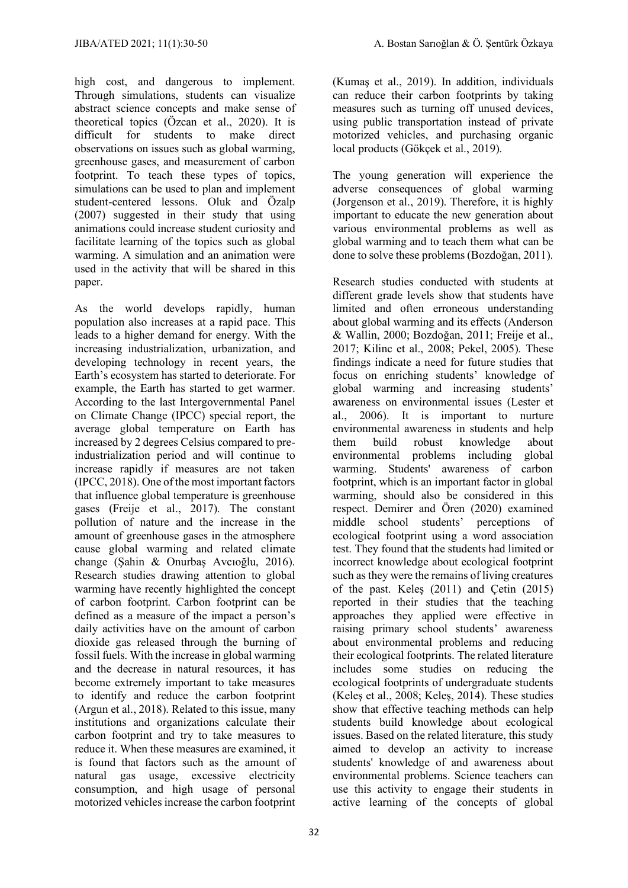high cost, and dangerous to implement. Through simulations, students can visualize abstract science concepts and make sense of theoretical topics (Özcan et al., 2020). It is difficult for students to make direct observations on issues such as global warming, greenhouse gases, and measurement of carbon footprint. To teach these types of topics, simulations can be used to plan and implement student-centered lessons. Oluk and Özalp (2007) suggested in their study that using animations could increase student curiosity and facilitate learning of the topics such as global warming. A simulation and an animation were used in the activity that will be shared in this paper.

As the world develops rapidly, human population also increases at a rapid pace. This leads to a higher demand for energy. With the increasing industrialization, urbanization, and developing technology in recent years, the Earth's ecosystem has started to deteriorate. For example, the Earth has started to get warmer. According to the last Intergovernmental Panel on Climate Change (IPCC) special report, the average global temperature on Earth has increased by 2 degrees Celsius compared to pre-industrialization period and will continue to increase rapidly if measures are not taken (IPCC, 2018). One of the most important factors that influence global temperature is greenhouse gases (Freije et al., 2017). The constant pollution of nature and the increase in the amount of greenhouse gases in the atmosphere cause global warming and related climate change (Şahin & Onurbaş Avcıoğlu, 2016). Research studies drawing attention to global warming have recently highlighted the concept of carbon footprint. Carbon footprint can be defined as a measure of the impact a person's daily activities have on the amount of carbon dioxide gas released through the burning of fossil fuels. With the increase in global warming and the decrease in natural resources, it has become extremely important to take measures to identify and reduce the carbon footprint (Argun et al., 2018). Related to this issue, many institutions and organizations calculate their carbon footprint and try to take measures to reduce it. When these measures are examined, it is found that factors such as the amount of natural gas usage, excessive electricity consumption, and high usage of personal motorized vehicles increase the carbon footprint (Kumaş et al., 2019). In addition, individuals can reduce their carbon footprints by taking measures such as turning off unused devices, using public transportation instead of private motorized vehicles, and purchasing organic local products (Gökçek et al., 2019).

The young generation will experience the adverse consequences of global warming (Jorgenson et al., 2019). Therefore, it is highly important to educate the new generation about various environmental problems as well as global warming and to teach them what can be done to solve these problems (Bozdoğan, 2011).

Research studies conducted with students at different grade levels show that students have limited and often erroneous understanding about global warming and its effects (Anderson & Wallin, 2000; Bozdoğan, 2011; Freije et al., 2017; Kilinc et al., 2008; Pekel, 2005). These findings indicate a need for future studies that focus on enriching students' knowledge of global warming and increasing students' awareness on environmental issues (Lester et al., 2006). It is important to nurture environmental awareness in students and help them build robust knowledge about environmental problems including global warming. Students' awareness of carbon footprint, which is an important factor in global warming, should also be considered in this respect. Demirer and Ören (2020) examined middle school students' perceptions of ecological footprint using a word association test. They found that the students had limited or incorrect knowledge about ecological footprint such as they were the remains of living creatures of the past. Keleş (2011) and Çetin (2015) reported in their studies that the teaching approaches they applied were effective in raising primary school students' awareness about environmental problems and reducing their ecological footprints. The related literature includes some studies on reducing the ecological footprints of undergraduate students (Keleş et al., 2008; Keleş, 2014). These studies show that effective teaching methods can help students build knowledge about ecological issues. Based on the related literature, this study aimed to develop an activity to increase students' knowledge of and awareness about environmental problems. Science teachers can use this activity to engage their students in active learning of the concepts of global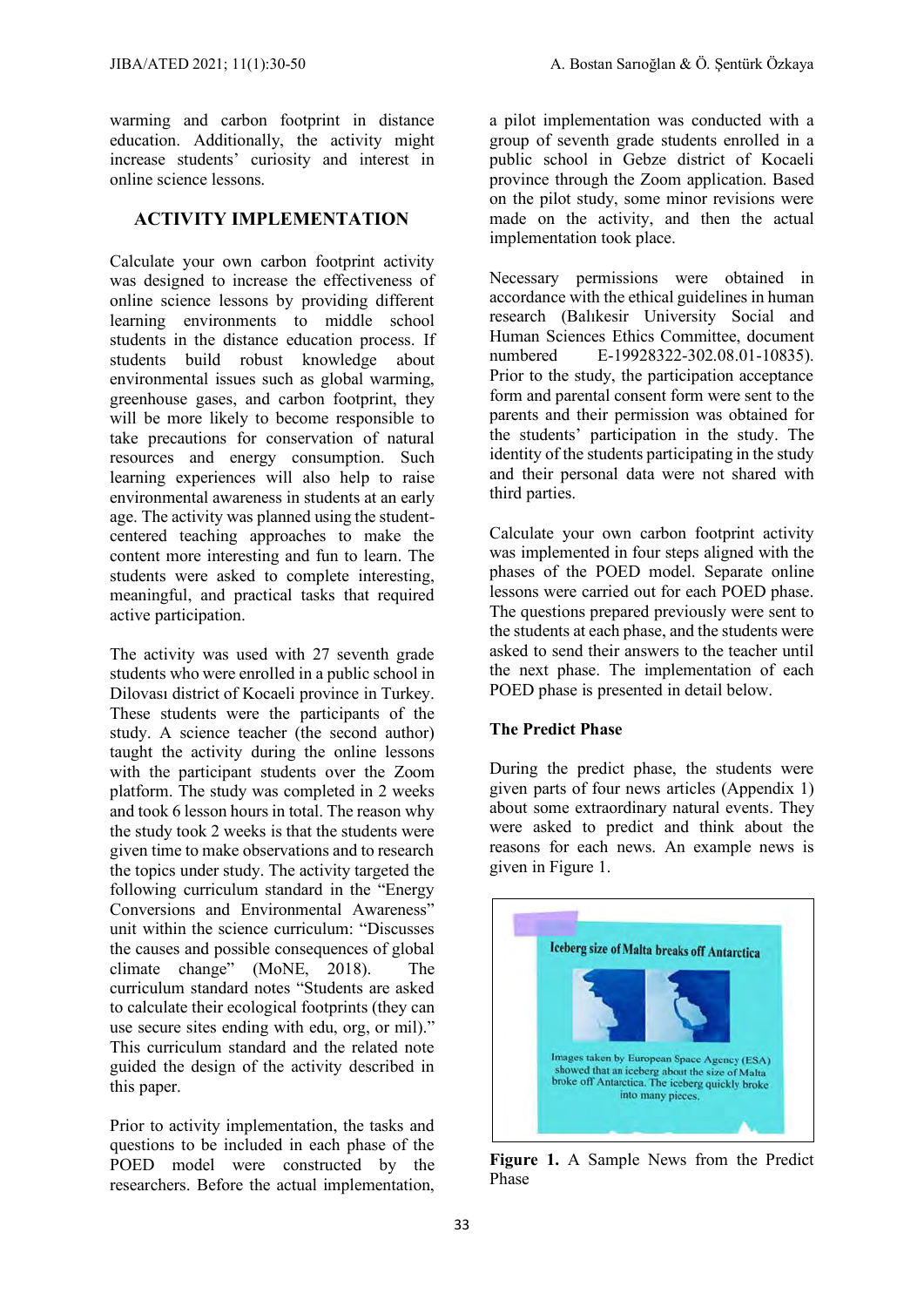warming and carbon footprint in distance education. Additionally, the activity might increase students' curiosity and interest in online science lessons.

## ACTIVITY IMPLEMENTATION

Calculate your own carbon footprint activity was designed to increase the effectiveness of online science lessons by providing different learning environments to middle school students in the distance education process. If students build robust knowledge about environmental issues such as global warming, greenhouse gases, and carbon footprint, they will be more likely to become responsible to take precautions for conservation of natural resources and energy consumption. Such learning experiences will also help to raise environmental awareness in students at an early age. The activity was planned using the student-centered teaching approaches to make the content more interesting and fun to learn. The students were asked to complete interesting, meaningful, and practical tasks that required active participation.

The activity was used with 27 seventh grade students who were enrolled in a public school in Dilovası district of Kocaeli province in Turkey. These students were the participants of the study. A science teacher (the second author) taught the activity during the online lessons with the participant students over the Zoom platform. The study was completed in 2 weeks and took 6 lesson hours in total. The reason why the study took 2 weeks is that the students were given time to make observations and to research the topics under study. The activity targeted the following curriculum standard in the "Energy Conversions and Environmental Awareness" unit within the science curriculum: "Discusses the causes and possible consequences of global climate change" (MoNE, 2018). The curriculum standard notes "Students are asked to calculate their ecological footprints (they can use secure sites ending with edu, org, or mil)." This curriculum standard and the related note guided the design of the activity described in this paper.

Prior to activity implementation, the tasks and questions to be included in each phase of the POED model were constructed by the researchers. Before the actual implementation, a pilot implementation was conducted with a group of seventh grade students enrolled in a public school in Gebze district of Kocaeli province through the Zoom application. Based on the pilot study, some minor revisions were made on the activity, and then the actual implementation took place.

Necessary permissions were obtained in accordance with the ethical guidelines in human research (Balıkesir University Social and Human Sciences Ethics Committee, document numbered E-19928322-302.08.01-10835). Prior to the study, the participation acceptance form and parental consent form were sent to the parents and their permission was obtained for the students' participation in the study. The identity of the students participating in the study and their personal data were not shared with third parties.

Calculate your own carbon footprint activity was implemented in four steps aligned with the phases of the POED model. Separate online lessons were carried out for each POED phase. The questions prepared previously were sent to the students at each phase, and the students were asked to send their answers to the teacher until the next phase. The implementation of each POED phase is presented in detail below.

### The Predict Phase

During the predict phase, the students were given parts of four news articles (Appendix 1) about some extraordinary natural events. They were asked to predict and think about the reasons for each news. An example news is given in Figure 1.

Iceberg size of Malta breaks off Antarctica

Images taken by European Space Agency (ESA) showed that an iceberg about the size of Malta broke off Antarctica. The iceberg quickly broke into many pieces.

**Figure 1.** A Sample News from the Predict Phase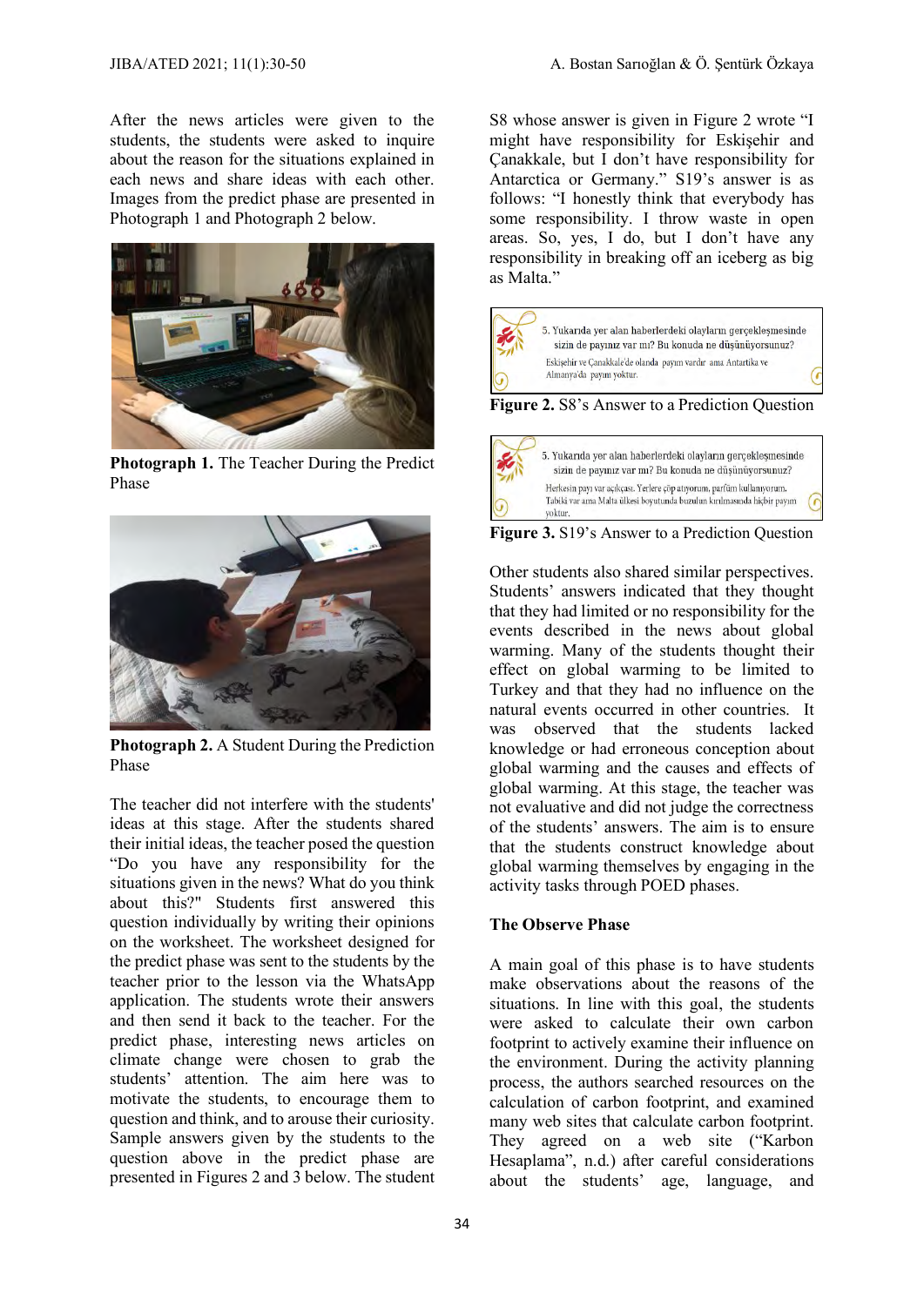After the news articles were given to the students, the students were asked to inquire about the reason for the situations explained in each news and share ideas with each other. Images from the predict phase are presented in Photograph 1 and Photograph 2 below.

**Photograph 1.** The Teacher During the Predict Phase

**Photograph 2.** A Student During the Prediction Phase

The teacher did not interfere with the students' ideas at this stage. After the students shared their initial ideas, the teacher posed the question "Do you have any responsibility for the situations given in the news? What do you think about this?" Students first answered this question individually by writing their opinions on the worksheet. The worksheet designed for the predict phase was sent to the students by the teacher prior to the lesson via the WhatsApp application. The students wrote their answers and then send it back to the teacher. For the predict phase, interesting news articles on climate change were chosen to grab the students' attention. The aim here was to motivate the students, to encourage them to question and think, and to arouse their curiosity. Sample answers given by the students to the question above in the predict phase are presented in Figures 2 and 3 below. The student S8 whose answer is given in Figure 2 wrote "I might have responsibility for Eskişehir and Çanakkale, but I don't have responsibility for Antarctica or Germany." S19's answer is as follows: "I honestly think that everybody has some responsibility. I throw waste in open areas. So, yes, I do, but I don't have any responsibility in breaking off an iceberg as big as Malta."

5. Yukarıda yer alan haberlerdeki olayların gerçekleşmesinde sizin de payınız var mı? Bu konuda ne düşünüyorsunuz?
Eskişehir ve Çanakkale'de olanda payım vardır ama Antartika ve Almanya'da payım yoktur.

**Figure 2.** S8's Answer to a Prediction Question

5. Yukarıda yer alan haberlerdeki olayların gerçekleşmesinde sizin de payınız var mı? Bu konuda ne düşünüyorsunuz?
Herkesin payı var açıkçası. Yerlere çöp atıyorum, parfüm kullanıyorum. Tabiki var ama Malta ülkesi boyutunda buzulun kırılmasında hiçbir payım yoktur.

**Figure 3.** S19's Answer to a Prediction Question

Other students also shared similar perspectives. Students' answers indicated that they thought that they had limited or no responsibility for the events described in the news about global warming. Many of the students thought their effect on global warming to be limited to Turkey and that they had no influence on the natural events occurred in other countries. It was observed that the students lacked knowledge or had erroneous conception about global warming and the causes and effects of global warming. At this stage, the teacher was not evaluative and did not judge the correctness of the students' answers. The aim is to ensure that the students construct knowledge about global warming themselves by engaging in the activity tasks through POED phases.

### The Observe Phase

A main goal of this phase is to have students make observations about the reasons of the situations. In line with this goal, the students were asked to calculate their own carbon footprint to actively examine their influence on the environment. During the activity planning process, the authors searched resources on the calculation of carbon footprint, and examined many web sites that calculate carbon footprint. They agreed on a web site ("Karbon Hesaplama", n.d.) after careful considerations about the students' age, language, and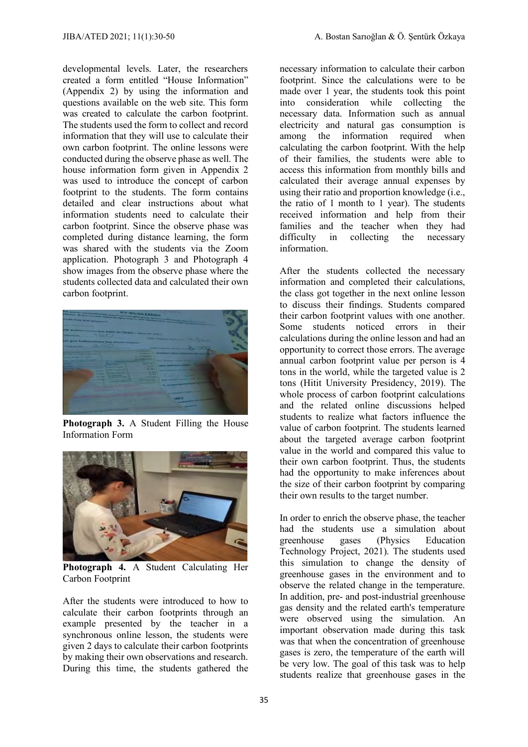developmental levels. Later, the researchers created a form entitled "House Information" (Appendix 2) by using the information and questions available on the web site. This form was created to calculate the carbon footprint. The students used the form to collect and record information that they will use to calculate their own carbon footprint. The online lessons were conducted during the observe phase as well. The house information form given in Appendix 2 was used to introduce the concept of carbon footprint to the students. The form contains detailed and clear instructions about what information students need to calculate their carbon footprint. Since the observe phase was completed during distance learning, the form was shared with the students via the Zoom application. Photograph 3 and Photograph 4 show images from the observe phase where the students collected data and calculated their own carbon footprint.

**Photograph 3.** A Student Filling the House Information Form

**Photograph 4.** A Student Calculating Her Carbon Footprint

After the students were introduced to how to calculate their carbon footprints through an example presented by the teacher in a synchronous online lesson, the students were given 2 days to calculate their carbon footprints by making their own observations and research. During this time, the students gathered the necessary information to calculate their carbon footprint. Since the calculations were to be made over 1 year, the students took this point into consideration while collecting the necessary data. Information such as annual electricity and natural gas consumption is among the information required when calculating the carbon footprint. With the help of their families, the students were able to access this information from monthly bills and calculated their average annual expenses by using their ratio and proportion knowledge (i.e., the ratio of 1 month to 1 year). The students received information and help from their families and the teacher when they had difficulty in collecting the necessary information.

After the students collected the necessary information and completed their calculations, the class got together in the next online lesson to discuss their findings. Students compared their carbon footprint values with one another. Some students noticed errors in their calculations during the online lesson and had an opportunity to correct those errors. The average annual carbon footprint value per person is 4 tons in the world, while the targeted value is 2 tons (Hitit University Presidency, 2019). The whole process of carbon footprint calculations and the related online discussions helped students to realize what factors influence the value of carbon footprint. The students learned about the targeted average carbon footprint value in the world and compared this value to their own carbon footprint. Thus, the students had the opportunity to make inferences about the size of their carbon footprint by comparing their own results to the target number.

In order to enrich the observe phase, the teacher had the students use a simulation about greenhouse gases (Physics Education Technology Project, 2021). The students used this simulation to change the density of greenhouse gases in the environment and to observe the related change in the temperature. In addition, pre- and post-industrial greenhouse gas density and the related earth's temperature were observed using the simulation. An important observation made during this task was that when the concentration of greenhouse gases is zero, the temperature of the earth will be very low. The goal of this task was to help students realize that greenhouse gases in the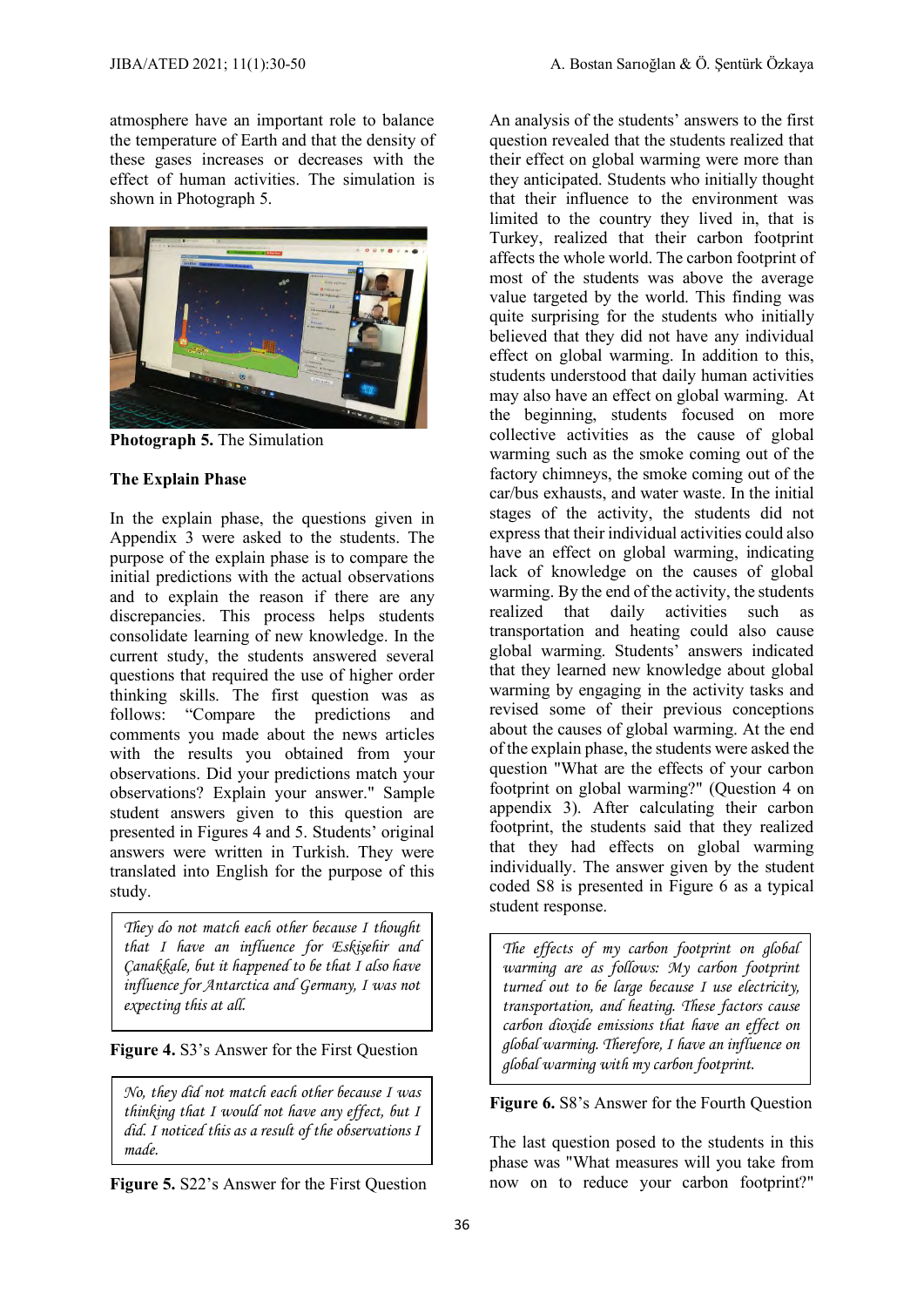atmosphere have an important role to balance the temperature of Earth and that the density of these gases increases or decreases with the effect of human activities. The simulation is shown in Photograph 5.

**Photograph 5.** The Simulation

### The Explain Phase

In the explain phase, the questions given in Appendix 3 were asked to the students. The purpose of the explain phase is to compare the initial predictions with the actual observations and to explain the reason if there are any discrepancies. This process helps students consolidate learning of new knowledge. In the current study, the students answered several questions that required the use of higher order thinking skills. The first question was as follows: "Compare the predictions and comments you made about the news articles with the results you obtained from your observations. Did your predictions match your observations? Explain your answer." Sample student answers given to this question are presented in Figures 4 and 5. Students' original answers were written in Turkish. They were translated into English for the purpose of this study.

> *They do not match each other because I thought that I have an influence for Eskişehir and Çanakkale, but it happened to be that I also have influence for Antarctica and Germany, I was not expecting this at all.*

**Figure 4.** S3's Answer for the First Question

> *No, they did not match each other because I was thinking that I would not have any effect, but I did. I noticed this as a result of the observations I made.*

**Figure 5.** S22's Answer for the First Question

An analysis of the students' answers to the first question revealed that the students realized that their effect on global warming were more than they anticipated. Students who initially thought that their influence to the environment was limited to the country they lived in, that is Turkey, realized that their carbon footprint affects the whole world. The carbon footprint of most of the students was above the average value targeted by the world. This finding was quite surprising for the students who initially believed that they did not have any individual effect on global warming. In addition to this, students understood that daily human activities may also have an effect on global warming. At the beginning, students focused on more collective activities as the cause of global warming such as the smoke coming out of the factory chimneys, the smoke coming out of the car/bus exhausts, and water waste. In the initial stages of the activity, the students did not express that their individual activities could also have an effect on global warming, indicating lack of knowledge on the causes of global warming. By the end of the activity, the students realized that daily activities such as transportation and heating could also cause global warming. Students' answers indicated that they learned new knowledge about global warming by engaging in the activity tasks and revised some of their previous conceptions about the causes of global warming. At the end of the explain phase, the students were asked the question "What are the effects of your carbon footprint on global warming?" (Question 4 on appendix 3). After calculating their carbon footprint, the students said that they realized that they had effects on global warming individually. The answer given by the student coded S8 is presented in Figure 6 as a typical student response.

> *The effects of my carbon footprint on global warming are as follows: My carbon footprint turned out to be large because I use electricity, transportation, and heating. These factors cause carbon dioxide emissions that have an effect on global warming. Therefore, I have an influence on global warming with my carbon footprint.*

**Figure 6.** S8's Answer for the Fourth Question

The last question posed to the students in this phase was "What measures will you take from now on to reduce your carbon footprint?"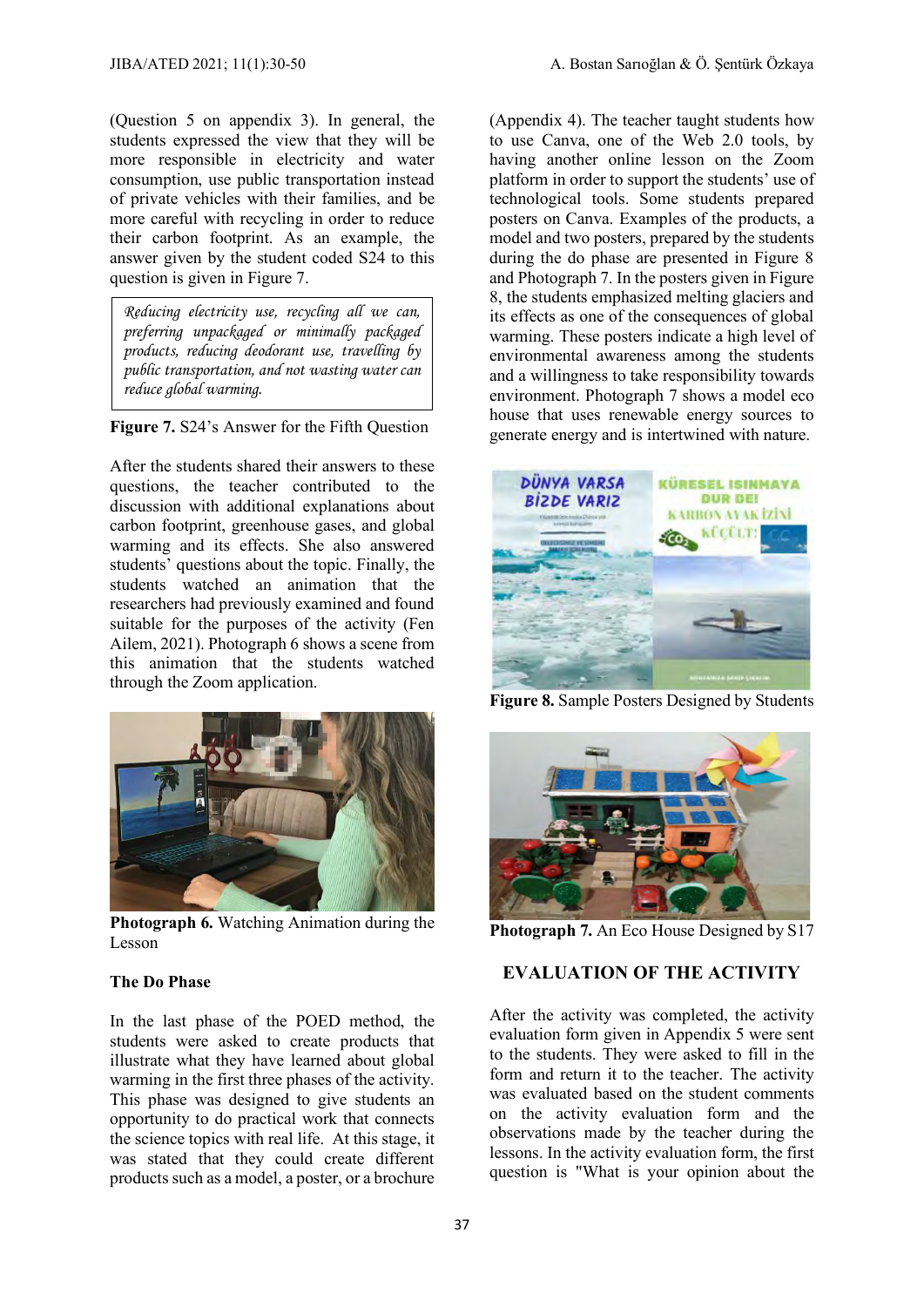(Question 5 on appendix 3). In general, the students expressed the view that they will be more responsible in electricity and water consumption, use public transportation instead of private vehicles with their families, and be more careful with recycling in order to reduce their carbon footprint. As an example, the answer given by the student coded S24 to this question is given in Figure 7.

> *Reducing electricity use, recycling all we can, preferring unpackaged or minimally packaged products, reducing deodorant use, travelling by public transportation, and not wasting water can reduce global warming.*

**Figure 7.** S24's Answer for the Fifth Question

After the students shared their answers to these questions, the teacher contributed to the discussion with additional explanations about carbon footprint, greenhouse gases, and global warming and its effects. She also answered students' questions about the topic. Finally, the students watched an animation that the researchers had previously examined and found suitable for the purposes of the activity (Fen Ailem, 2021). Photograph 6 shows a scene from this animation that the students watched through the Zoom application.

**Photograph 6.** Watching Animation during the Lesson

**The Do Phase**

In the last phase of the POED method, the students were asked to create products that illustrate what they have learned about global warming in the first three phases of the activity. This phase was designed to give students an opportunity to do practical work that connects the science topics with real life. At this stage, it was stated that they could create different products such as a model, a poster, or a brochure (Appendix 4). The teacher taught students how to use Canva, one of the Web 2.0 tools, by having another online lesson on the Zoom platform in order to support the students' use of technological tools. Some students prepared posters on Canva. Examples of the products, a model and two posters, prepared by the students during the do phase are presented in Figure 8 and Photograph 7. In the posters given in Figure 8, the students emphasized melting glaciers and its effects as one of the consequences of global warming. These posters indicate a high level of environmental awareness among the students and a willingness to take responsibility towards environment. Photograph 7 shows a model eco house that uses renewable energy sources to generate energy and is intertwined with nature.

**Figure 8.** Sample Posters Designed by Students

**Photograph 7.** An Eco House Designed by S17

## EVALUATION OF THE ACTIVITY

After the activity was completed, the activity evaluation form given in Appendix 5 were sent to the students. They were asked to fill in the form and return it to the teacher. The activity was evaluated based on the student comments on the activity evaluation form and the observations made by the teacher during the lessons. In the activity evaluation form, the first question is "What is your opinion about the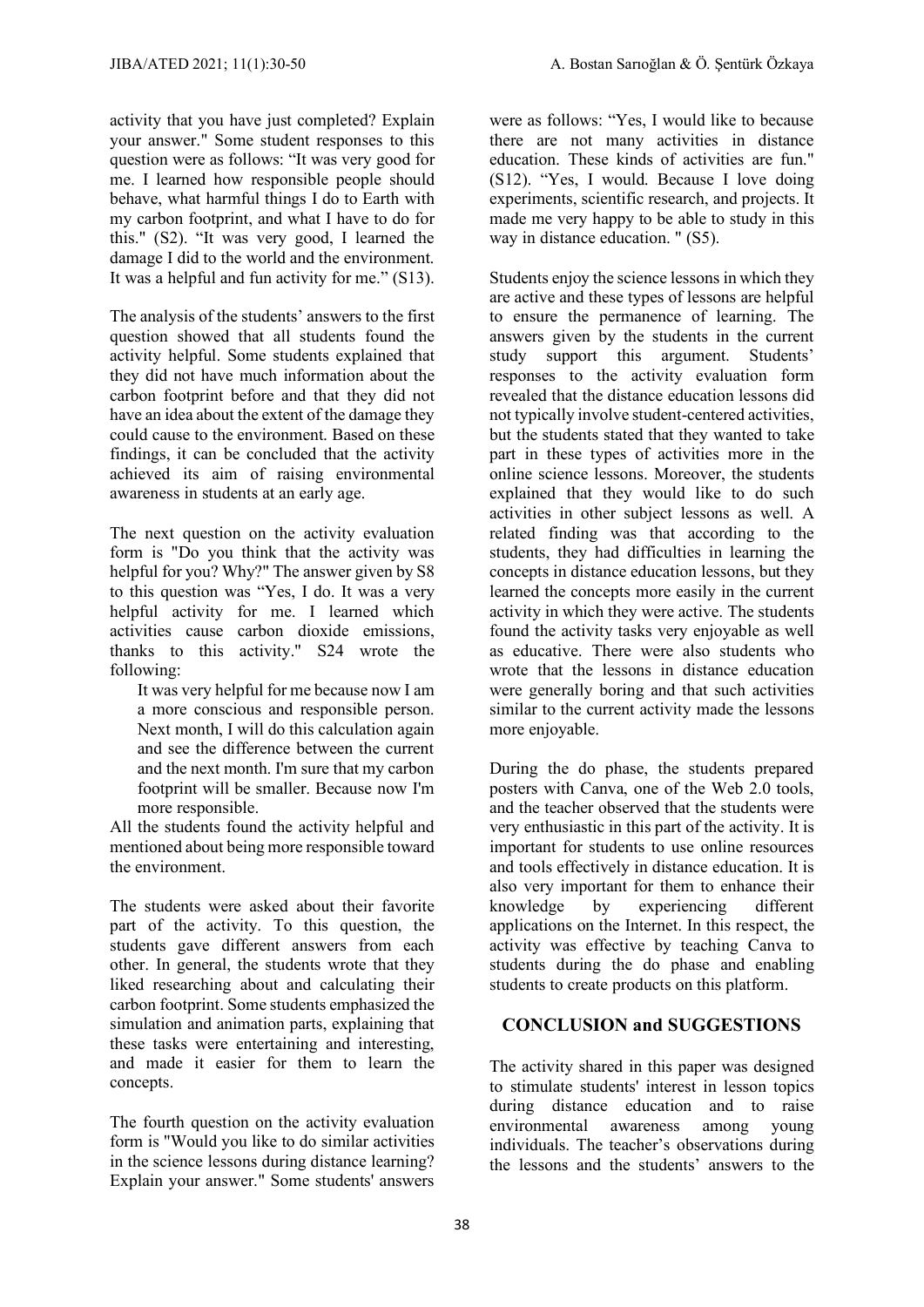activity that you have just completed? Explain your answer." Some student responses to this question were as follows: "It was very good for me. I learned how responsible people should behave, what harmful things I do to Earth with my carbon footprint, and what I have to do for this." (S2). "It was very good, I learned the damage I did to the world and the environment. It was a helpful and fun activity for me." (S13).

The analysis of the students' answers to the first question showed that all students found the activity helpful. Some students explained that they did not have much information about the carbon footprint before and that they did not have an idea about the extent of the damage they could cause to the environment. Based on these findings, it can be concluded that the activity achieved its aim of raising environmental awareness in students at an early age.

The next question on the activity evaluation form is "Do you think that the activity was helpful for you? Why?" The answer given by S8 to this question was "Yes, I do. It was a very helpful activity for me. I learned which activities cause carbon dioxide emissions, thanks to this activity." S24 wrote the following:

> It was very helpful for me because now I am a more conscious and responsible person. Next month, I will do this calculation again and see the difference between the current and the next month. I'm sure that my carbon footprint will be smaller. Because now I'm more responsible.

All the students found the activity helpful and mentioned about being more responsible toward the environment.

The students were asked about their favorite part of the activity. To this question, the students gave different answers from each other. In general, the students wrote that they liked researching about and calculating their carbon footprint. Some students emphasized the simulation and animation parts, explaining that these tasks were entertaining and interesting, and made it easier for them to learn the concepts.

The fourth question on the activity evaluation form is "Would you like to do similar activities in the science lessons during distance learning? Explain your answer." Some students' answers were as follows: "Yes, I would like to because there are not many activities in distance education. These kinds of activities are fun." (S12). "Yes, I would. Because I love doing experiments, scientific research, and projects. It made me very happy to be able to study in this way in distance education. " (S5).

Students enjoy the science lessons in which they are active and these types of lessons are helpful to ensure the permanence of learning. The answers given by the students in the current study support this argument. Students' responses to the activity evaluation form revealed that the distance education lessons did not typically involve student-centered activities, but the students stated that they wanted to take part in these types of activities more in the online science lessons. Moreover, the students explained that they would like to do such activities in other subject lessons as well. A related finding was that according to the students, they had difficulties in learning the concepts in distance education lessons, but they learned the concepts more easily in the current activity in which they were active. The students found the activity tasks very enjoyable as well as educative. There were also students who wrote that the lessons in distance education were generally boring and that such activities similar to the current activity made the lessons more enjoyable.

During the do phase, the students prepared posters with Canva, one of the Web 2.0 tools, and the teacher observed that the students were very enthusiastic in this part of the activity. It is important for students to use online resources and tools effectively in distance education. It is also very important for them to enhance their knowledge by experiencing different applications on the Internet. In this respect, the activity was effective by teaching Canva to students during the do phase and enabling students to create products on this platform.

## CONCLUSION and SUGGESTIONS

The activity shared in this paper was designed to stimulate students' interest in lesson topics during distance education and to raise environmental awareness among young individuals. The teacher's observations during the lessons and the students' answers to the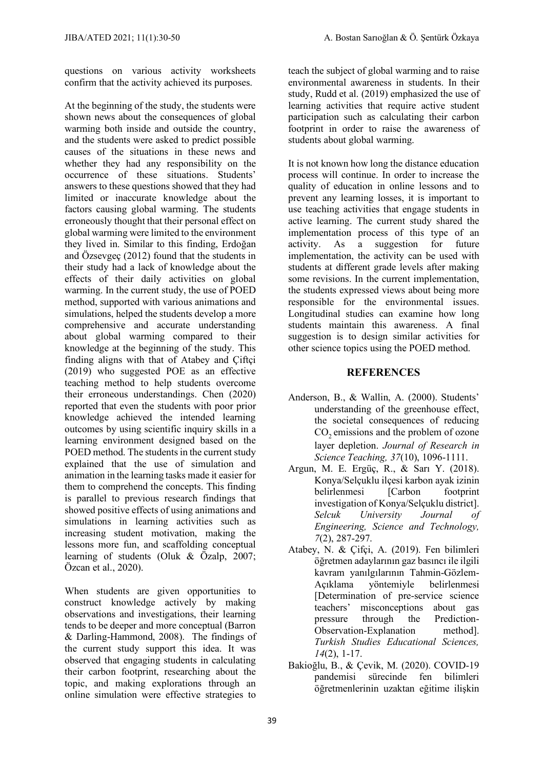questions on various activity worksheets confirm that the activity achieved its purposes.

At the beginning of the study, the students were shown news about the consequences of global warming both inside and outside the country, and the students were asked to predict possible causes of the situations in these news and whether they had any responsibility on the occurrence of these situations. Students' answers to these questions showed that they had limited or inaccurate knowledge about the factors causing global warming. The students erroneously thought that their personal effect on global warming were limited to the environment they lived in. Similar to this finding, Erdoğan and Özsevgeç (2012) found that the students in their study had a lack of knowledge about the effects of their daily activities on global warming. In the current study, the use of POED method, supported with various animations and simulations, helped the students develop a more comprehensive and accurate understanding about global warming compared to their knowledge at the beginning of the study. This finding aligns with that of Atabey and Çiftçi (2019) who suggested POE as an effective teaching method to help students overcome their erroneous understandings. Chen (2020) reported that even the students with poor prior knowledge achieved the intended learning outcomes by using scientific inquiry skills in a learning environment designed based on the POED method. The students in the current study explained that the use of simulation and animation in the learning tasks made it easier for them to comprehend the concepts. This finding is parallel to previous research findings that showed positive effects of using animations and simulations in learning activities such as increasing student motivation, making the lessons more fun, and scaffolding conceptual learning of students (Oluk & Özalp, 2007; Özcan et al., 2020).

When students are given opportunities to construct knowledge actively by making observations and investigations, their learning tends to be deeper and more conceptual (Barron & Darling-Hammond, 2008). The findings of the current study support this idea. It was observed that engaging students in calculating their carbon footprint, researching about the topic, and making explorations through an online simulation were effective strategies to teach the subject of global warming and to raise environmental awareness in students. In their study, Rudd et al. (2019) emphasized the use of learning activities that require active student participation such as calculating their carbon footprint in order to raise the awareness of students about global warming.

It is not known how long the distance education process will continue. In order to increase the quality of education in online lessons and to prevent any learning losses, it is important to use teaching activities that engage students in active learning. The current study shared the implementation process of this type of an activity. As a suggestion for future implementation, the activity can be used with students at different grade levels after making some revisions. In the current implementation, the students expressed views about being more responsible for the environmental issues. Longitudinal studies can examine how long students maintain this awareness. A final suggestion is to design similar activities for other science topics using the POED method.

## REFERENCES

Anderson, B., & Wallin, A. (2000). Students' understanding of the greenhouse effect, the societal consequences of reducing $CO_2$ emissions and the problem of ozone layer depletion. *Journal of Research in Science Teaching, 37*(10), 1096-1111.

Argun, M. E. Ergüç, R., & Sarı Y. (2018). Konya/Selçuklu ilçesi karbon ayak izinin belirlenmesi [Carbon footprint investigation of Konya/Selçuklu district]. *Selcuk University Journal of Engineering, Science and Technology, 7*(2), 287-297.

Atabey, N. & Çifçi, A. (2019). Fen bilimleri öğretmen adaylarının gaz basıncı ile ilgili kavram yanılgılarının Tahmin-Gözlem-Açıklama yöntemiyle belirlenmesi [Determination of pre-service science teachers' misconceptions about gas pressure through the Prediction-Observation-Explanation method]. *Turkish Studies Educational Sciences, 14*(2), 1-17.

Bakioğlu, B., & Çevik, M. (2020). COVID-19 pandemisi sürecinde fen bilimleri öğretmenlerinin uzaktan eğitime ilişkin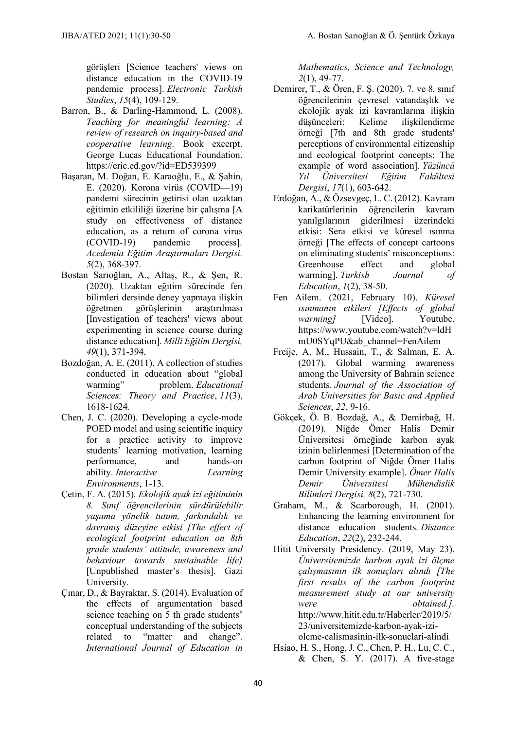görüşleri [Science teachers' views on distance education in the COVID-19 pandemic process]. *Electronic Turkish Studies*, *15*(4), 109-129.

Barron, B., & Darling-Hammond, L. (2008). *Teaching for meaningful learning: A review of research on inquiry-based and cooperative learning.* Book excerpt. George Lucas Educational Foundation. https://eric.ed.gov/?id=ED539399

Başaran, M. Doğan, E. Karaoğlu, E., & Şahin, E. (2020). Korona virüs (COVİD—19) pandemi sürecinin getirisi olan uzaktan eğitimin etkililiği üzerine bir çalışma [A study on effectiveness of distance education, as a return of corona virus (COVID-19) pandemic process]. *Acedemia Eğitim Araştırmaları Dergisi. 5*(2), 368-397.

Bostan Sarıoğlan, A., Altaş, R., & Şen, R. (2020). Uzaktan eğitim sürecinde fen bilimleri dersinde deney yapmaya ilişkin öğretmen görüşlerinin araştırılması [Investigation of teachers' views about experimenting in science course during distance education]. *Milli Eğitim Dergisi, 49*(1), 371-394.

Bozdoğan, A. E. (2011). A collection of studies conducted in education about "global warming" problem. *Educational Sciences: Theory and Practice*, *11*(3), 1618-1624.

Chen, J. C. (2020). Developing a cycle-mode POED model and using scientific inquiry for a practice activity to improve students' learning motivation, learning performance, and hands-on ability. *Interactive Learning Environments*, 1-13.

Çetin, F. A. (2015). *Ekolojik ayak izi eğitiminin 8. Sınıf öğrencilerinin sürdürülebilir yaşama yönelik tutum, farkındalık ve davranış düzeyine etkisi [The effect of ecological footprint education on 8th grade students' attitude, awareness and behaviour towards sustainable life]* [Unpublished master's thesis]. Gazi University.

Çınar, D., & Bayraktar, S. (2014). Evaluation of the effects of argumentation based science teaching on 5 th grade students' conceptual understanding of the subjects related to "matter and change". *International Journal of Education in Mathematics, Science and Technology, 2*(1), 49-77.

Demirer, T., & Ören, F. Ş. (2020). 7. ve 8. sınıf öğrencilerinin çevresel vatandaşlık ve ekolojik ayak izi kavramlarına ilişkin düşünceleri: Kelime ilişkilendirme örneği [7th and 8th grade students' perceptions of environmental citizenship and ecological footprint concepts: The example of word association]. *Yüzüncü Yıl Üniversitesi Eğitim Fakültesi Dergisi*, *17*(1), 603-642.

Erdoğan, A., & Özsevgeç, L. C. (2012). Kavram karikatürlerinin öğrencilerin kavram yanılgılarının giderilmesi üzerindeki etkisi: Sera etkisi ve küresel ısınma örneği [The effects of concept cartoons on eliminating students' misconceptions: Greenhouse effect and global warming]. *Turkish Journal of Education*, *1*(2), 38-50.

Fen Ailem. (2021, February 10). *Küresel ısınmanın etkileri [Effects of global warming]* [Video]. Youtube. https://www.youtube.com/watch?v=ldHmU0SYqPU&ab_channel=FenAilem

Freije, A. M., Hussain, T., & Salman, E. A. (2017). Global warming awareness among the University of Bahrain science students. *Journal of the Association of Arab Universities for Basic and Applied Sciences*, *22*, 9-16.

Gökçek, Ö. B. Bozdağ, A., & Demirbağ, H. (2019). Niğde Ömer Halis Demir Üniversitesi örneğinde karbon ayak izinin belirlenmesi [Determination of the carbon footprint of Niğde Ömer Halis Demir University example]. *Ömer Halis Demir Üniversitesi Mühendislik Bilimleri Dergisi, 8*(2), 721-730.

Graham, M., & Scarborough, H. (2001). Enhancing the learning environment for distance education students. *Distance Education*, *22*(2), 232-244.

Hitit University Presidency. (2019, May 23). *Üniversitemizde karbon ayak izi ölçme çalışmasının ilk sonuçları alındı [The first results of the carbon footprint measurement study at our university were obtained.].* http://www.hitit.edu.tr/Haberler/2019/5/23/universitemizde-karbon-ayak-izi-olcme-calismasinin-ilk-sonuclari-alindi

Hsiao, H. S., Hong, J. C., Chen, P. H., Lu, C. C., & Chen, S. Y. (2017). A five-stage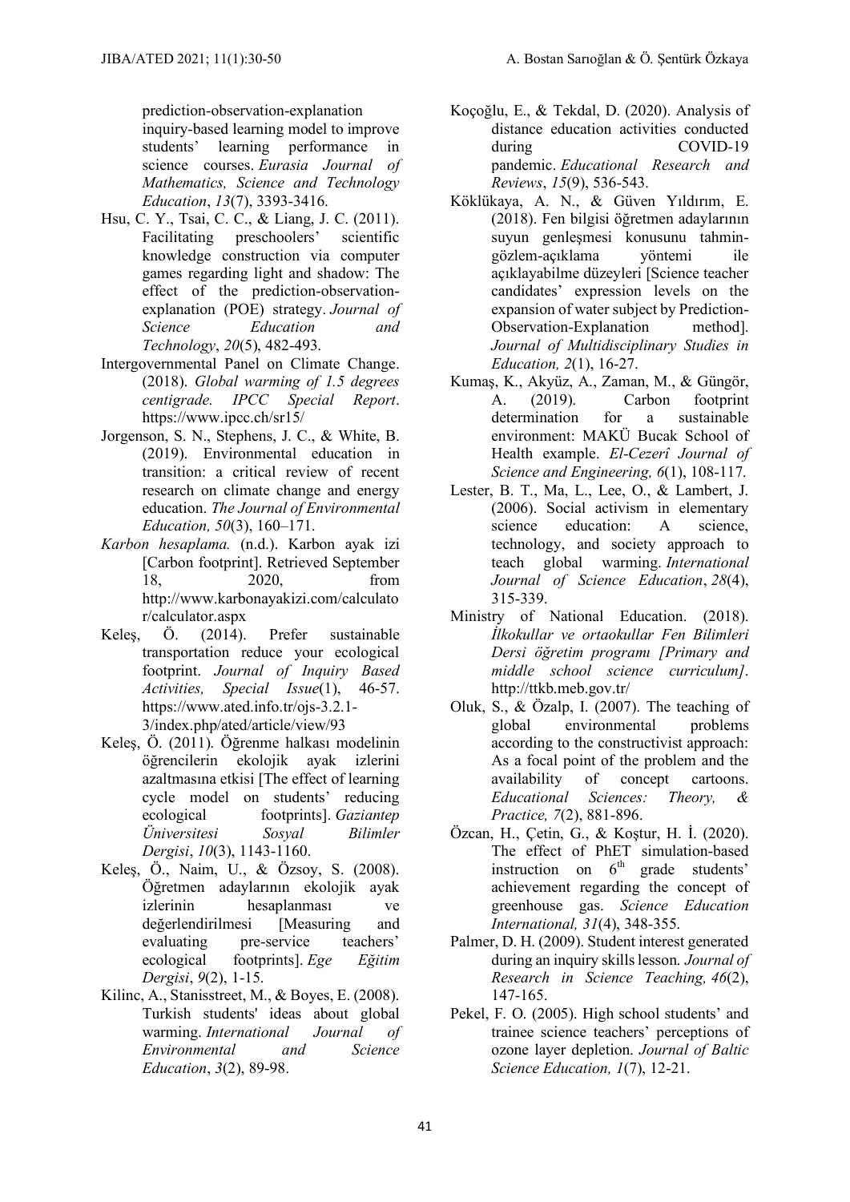prediction-observation-explanation inquiry-based learning model to improve students' learning performance in science courses. *Eurasia Journal of Mathematics, Science and Technology Education*, *13*(7), 3393-3416.

Hsu, C. Y., Tsai, C. C., & Liang, J. C. (2011). Facilitating preschoolers' scientific knowledge construction via computer games regarding light and shadow: The effect of the prediction-observation-explanation (POE) strategy. *Journal of Science Education and Technology*, *20*(5), 482-493.

Intergovernmental Panel on Climate Change. (2018). *Global warming of 1.5 degrees centigrade. IPCC Special Report*. https://www.ipcc.ch/sr15/

Jorgenson, S. N., Stephens, J. C., & White, B. (2019). Environmental education in transition: a critical review of recent research on climate change and energy education. *The Journal of Environmental Education, 50*(3), 160–171.

*Karbon hesaplama.* (n.d.). Karbon ayak izi [Carbon footprint]. Retrieved September 18, 2020, from http://www.karbonayakizi.com/calculator/calculator.aspx

Keleş, Ö. (2014). Prefer sustainable transportation reduce your ecological footprint. *Journal of Inquiry Based Activities, Special Issue*(1), 46-57. https://www.ated.info.tr/ojs-3.2.1-3/index.php/ated/article/view/93

Keleş, Ö. (2011). Öğrenme halkası modelinin öğrencilerin ekolojik ayak izlerini azaltmasına etkisi [The effect of learning cycle model on students' reducing ecological footprints]. *Gaziantep Üniversitesi Sosyal Bilimler Dergisi*, *10*(3), 1143-1160.

Keleş, Ö., Naim, U., & Özsoy, S. (2008). Öğretmen adaylarının ekolojik ayak izlerinin hesaplanması ve değerlendirilmesi [Measuring and evaluating pre-service teachers' ecological footprints]. *Ege Eğitim Dergisi*, *9*(2), 1-15.

Kilinc, A., Stanisstreet, M., & Boyes, E. (2008). Turkish students' ideas about global warming. *International Journal of Environmental and Science Education*, *3*(2), 89-98.

Koçoğlu, E., & Tekdal, D. (2020). Analysis of distance education activities conducted during COVID-19 pandemic. *Educational Research and Reviews*, *15*(9), 536-543.

Köklükaya, A. N., & Güven Yıldırım, E. (2018). Fen bilgisi öğretmen adaylarının suyun genleşmesi konusunu tahmin-gözlem-açıklama yöntemi ile açıklayabilme düzeyleri [Science teacher candidates' expression levels on the expansion of water subject by Prediction-Observation-Explanation method]. *Journal of Multidisciplinary Studies in Education, 2*(1), 16-27.

Kumaş, K., Akyüz, A., Zaman, M., & Güngör, A. (2019). Carbon footprint determination for a sustainable environment: MAKÜ Bucak School of Health example. *El-Cezerî Journal of Science and Engineering, 6*(1), 108-117.

Lester, B. T., Ma, L., Lee, O., & Lambert, J. (2006). Social activism in elementary science education: A science, technology, and society approach to teach global warming. *International Journal of Science Education*, *28*(4), 315-339.

Ministry of National Education. (2018). *İlkokullar ve ortaokullar Fen Bilimleri Dersi öğretim programı [Primary and middle school science curriculum]*. http://ttkb.meb.gov.tr/

Oluk, S., & Özalp, I. (2007). The teaching of global environmental problems according to the constructivist approach: As a focal point of the problem and the availability of concept cartoons. *Educational Sciences: Theory, & Practice, 7*(2), 881-896.

Özcan, H., Çetin, G., & Koştur, H. İ. (2020). The effect of PhET simulation-based instruction on 6th grade students' achievement regarding the concept of greenhouse gas. *Science Education International, 31*(4), 348-355.

Palmer, D. H. (2009). Student interest generated during an inquiry skills lesson. *Journal of Research in Science Teaching, 46*(2), 147-165.

Pekel, F. O. (2005). High school students' and trainee science teachers' perceptions of ozone layer depletion. *Journal of Baltic Science Education, 1*(7), 12-21.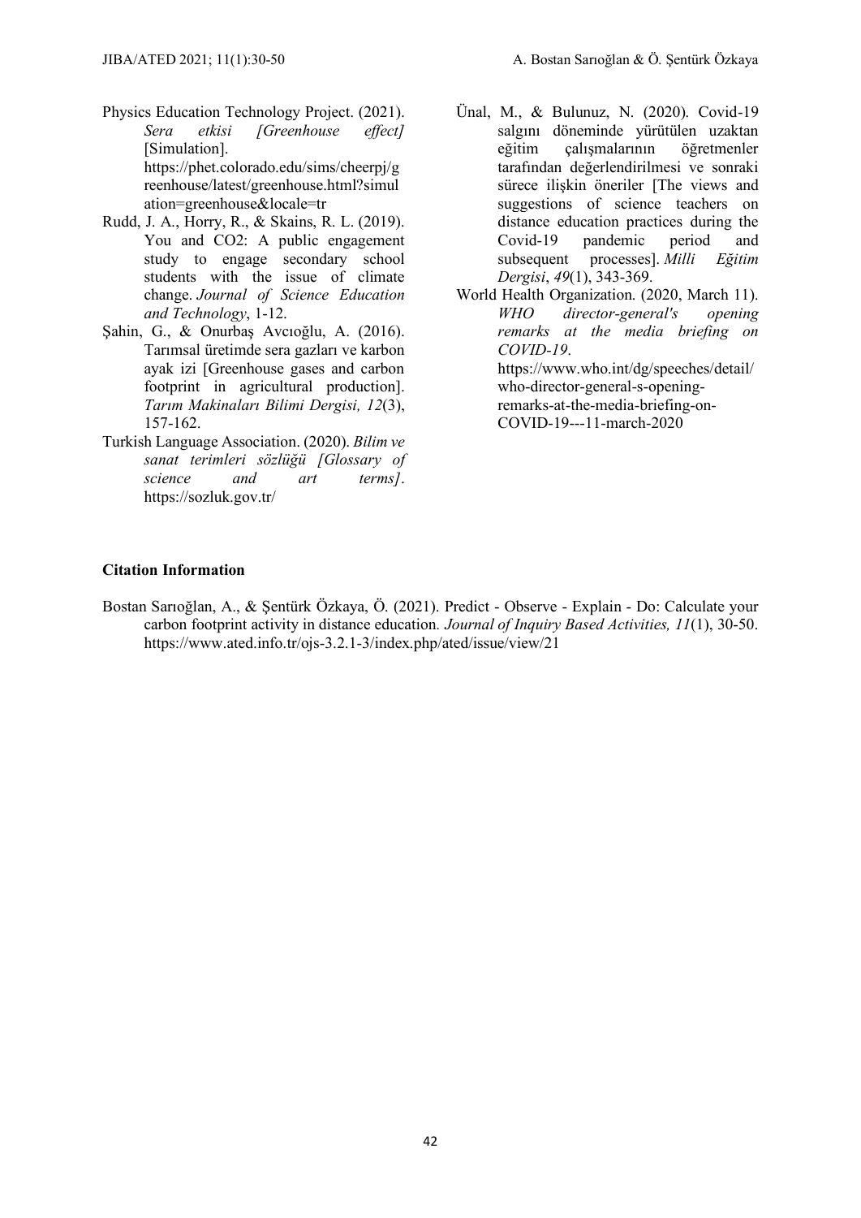Physics Education Technology Project. (2021). *Sera etkisi [Greenhouse effect]* [Simulation]. https://phet.colorado.edu/sims/cheerpj/greenhouse/latest/greenhouse.html?simulation=greenhouse&locale=tr

Rudd, J. A., Horry, R., & Skains, R. L. (2019). You and CO2: A public engagement study to engage secondary school students with the issue of climate change. *Journal of Science Education and Technology*, 1-12.

Şahin, G., & Onurbaş Avcıoğlu, A. (2016). Tarımsal üretimde sera gazları ve karbon ayak izi [Greenhouse gases and carbon footprint in agricultural production]. *Tarım Makinaları Bilimi Dergisi, 12*(3), 157-162.

Turkish Language Association. (2020). *Bilim ve sanat terimleri sözlüğü [Glossary of science and art terms]*. https://sozluk.gov.tr/

Ünal, M., & Bulunuz, N. (2020). Covid-19 salgını döneminde yürütülen uzaktan eğitim çalışmalarının öğretmenler tarafından değerlendirilmesi ve sonraki sürece ilişkin öneriler [The views and suggestions of science teachers on distance education practices during the Covid-19 pandemic period and subsequent processes]. *Milli Eğitim Dergisi*, *49*(1), 343-369.

World Health Organization. (2020, March 11). *WHO director-general's opening remarks at the media briefing on COVID-19*. https://www.who.int/dg/speeches/detail/who-director-general-s-opening-remarks-at-the-media-briefing-on-COVID-19---11-march-2020

**Citation Information**

Bostan Sarıoğlan, A., & Şentürk Özkaya, Ö. (2021). Predict - Observe - Explain - Do: Calculate your carbon footprint activity in distance education. *Journal of Inquiry Based Activities, 11*(1), 30-50. https://www.ated.info.tr/ojs-3.2.1-3/index.php/ated/issue/view/21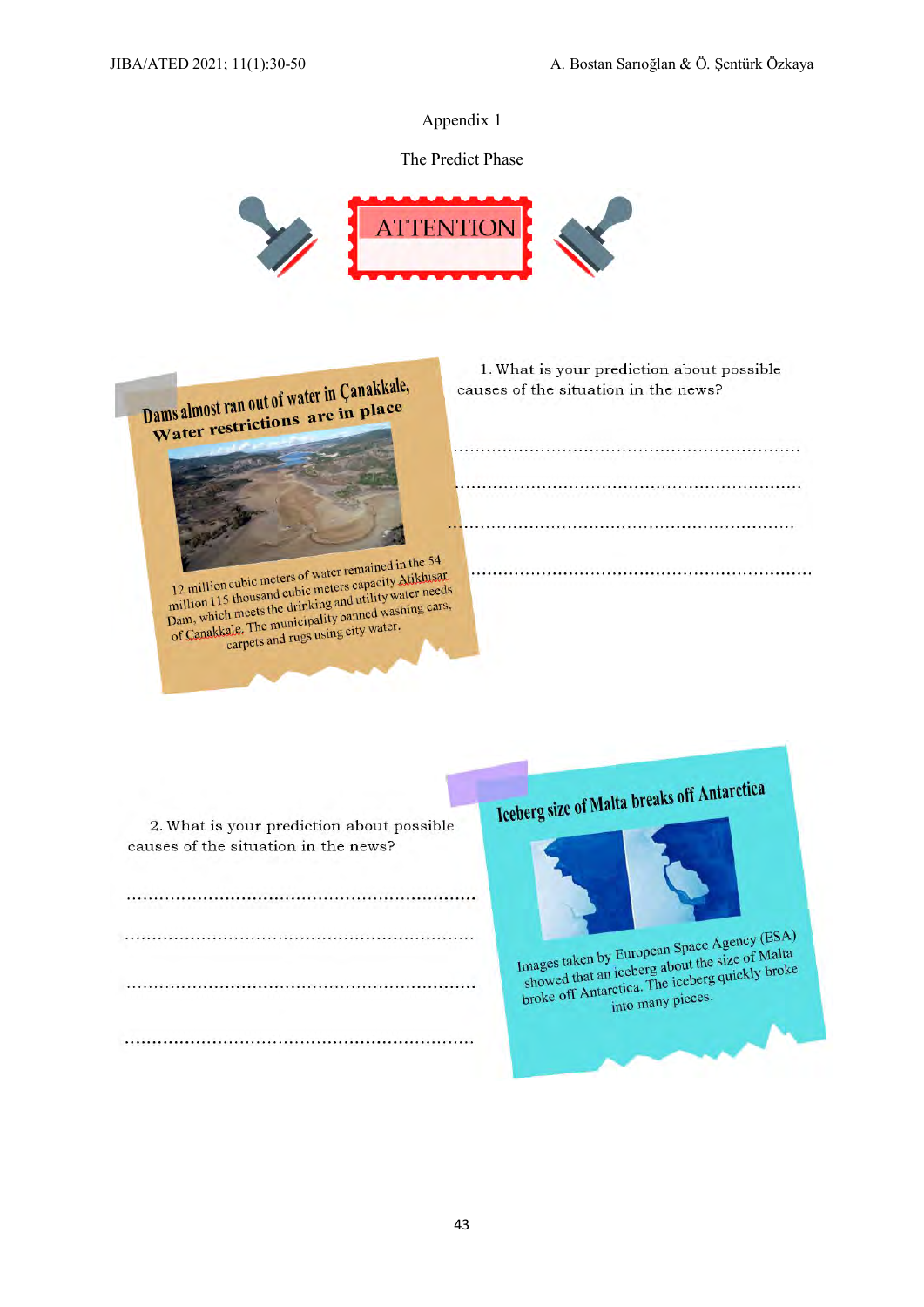Appendix 1

The Predict Phase

ATTENTION

**Dams almost ran out of water in Çanakkale, Water restrictions are in place**

12 million cubic meters of water remained in the 54 million 115 thousand cubic meters capacity Atikhisar Dam, which meets the drinking and utility water needs of Çanakkale. The municipality banned washing cars, carpets and rugs using city water.

1. What is your prediction about possible causes of the situation in the news?

..............................................................

..............................................................

..............................................................

..............................................................

**Iceberg size of Malta breaks off Antarctica**

Images taken by European Space Agency (ESA) showed that an iceberg about the size of Malta broke off Antarctica. The iceberg quickly broke into many pieces.

2. What is your prediction about possible causes of the situation in the news?

..............................................................

..............................................................

..............................................................

..............................................................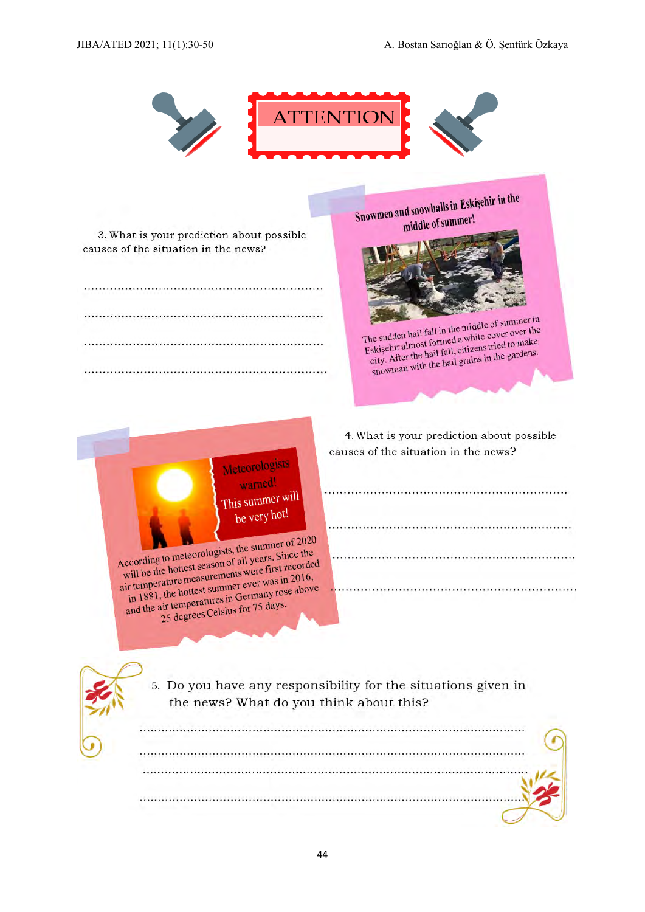# ATTENTION

**Snowmen and snowballs in Eskişehir in the middle of summer!**

The sudden hail fall in the middle of summer in Eskişehir almost formed a white cover over the city. After the hail fall, citizens tried to make snowman with the hail grains in the gardens.

3. What is your prediction about possible causes of the situation in the news?

..................................................................

..................................................................

..................................................................

..................................................................

**Meteorologists warned! This summer will be very hot!**

According to meteorologists, the summer of 2020 will be the hottest season of all years. Since the air temperature measurements were first recorded in 1881, the hottest summer ever was in 2016, and the air temperatures in Germany rose above 25 degrees Celsius for 75 days.

4. What is your prediction about possible causes of the situation in the news?

..................................................................

..................................................................

..................................................................

..................................................................

5. Do you have any responsibility for the situations given in the news? What do you think about this?

..................................................................

..................................................................

..................................................................

..................................................................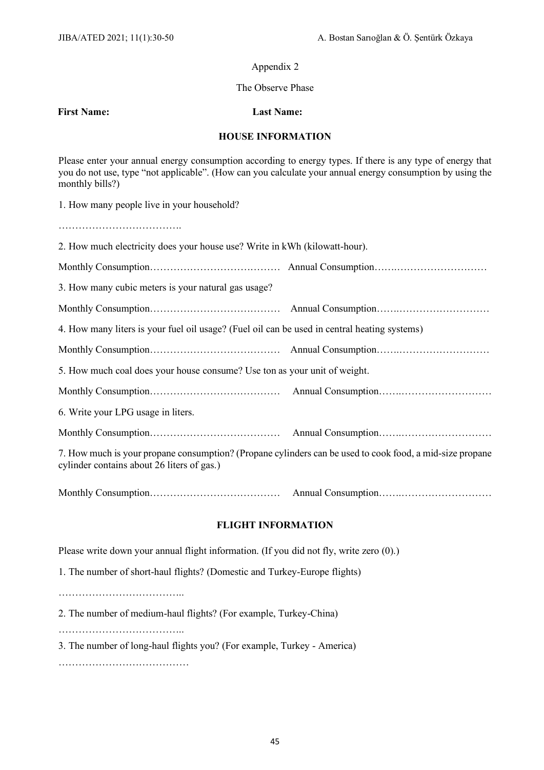Appendix 2

The Observe Phase

**First Name:** **Last Name:**

**HOUSE INFORMATION**

Please enter your annual energy consumption according to energy types. If there is any type of energy that you do not use, type "not applicable". (How can you calculate your annual energy consumption by using the monthly bills?)

1. How many people live in your household?

……………………………….

2. How much electricity does your house use? Write in kWh (kilowatt-hour).

Monthly Consumption………………………………… Annual Consumption……………………………

3. How many cubic meters is your natural gas usage?

Monthly Consumption………………………………… Annual Consumption……………………………

4. How many liters is your fuel oil usage? (Fuel oil can be used in central heating systems)

Monthly Consumption………………………………… Annual Consumption……………………………

5. How much coal does your house consume? Use ton as your unit of weight.

Monthly Consumption………………………………… Annual Consumption……………………………

6. Write your LPG usage in liters.

Monthly Consumption………………………………… Annual Consumption……………………………

7. How much is your propane consumption? (Propane cylinders can be used to cook food, a mid-size propane cylinder contains about 26 liters of gas.)

Monthly Consumption………………………………… Annual Consumption……………………………

**FLIGHT INFORMATION**

Please write down your annual flight information. (If you did not fly, write zero (0).)

1. The number of short-haul flights? (Domestic and Turkey-Europe flights)

………………………………..

2. The number of medium-haul flights? (For example, Turkey-China)

………………………………..

3. The number of long-haul flights you? (For example, Turkey - America)

…………………………………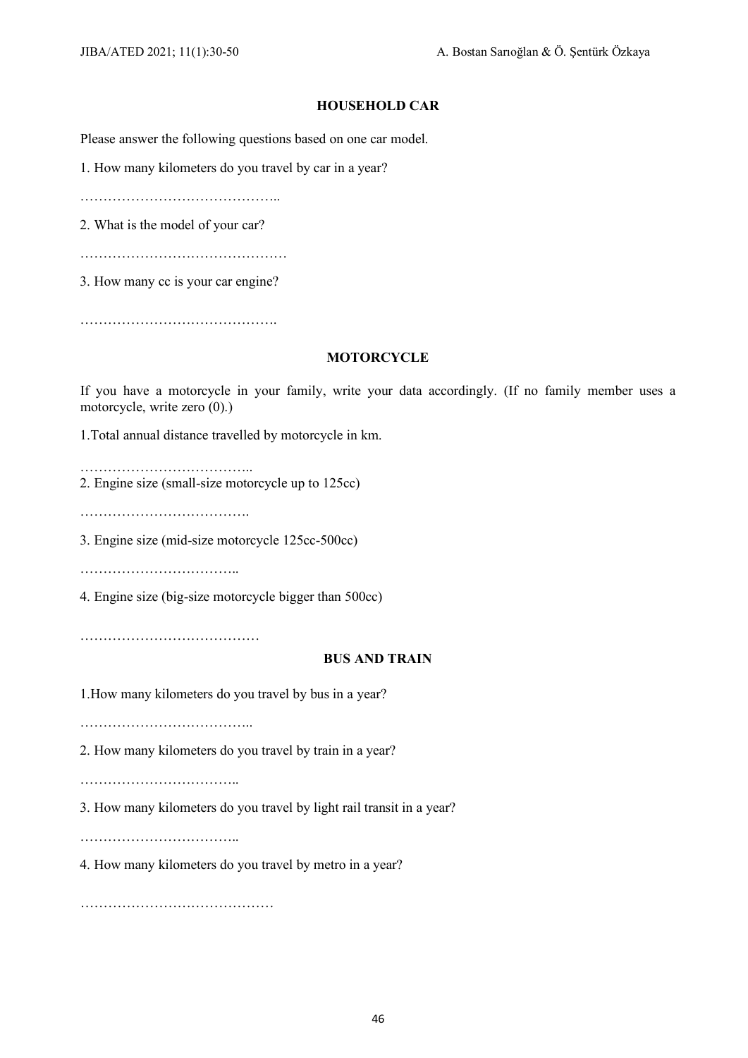### HOUSEHOLD CAR

Please answer the following questions based on one car model.

1. How many kilometers do you travel by car in a year?

……………………………………..

2. What is the model of your car?

………………………………………

3. How many cc is your car engine?

…………………………………….

### MOTORCYCLE

If you have a motorcycle in your family, write your data accordingly. (If no family member uses a motorcycle, write zero (0).)

1.Total annual distance travelled by motorcycle in km.

………………………………..

2. Engine size (small-size motorcycle up to 125cc)

……………………………….

3. Engine size (mid-size motorcycle 125cc-500cc)

……………………………..

4. Engine size (big-size motorcycle bigger than 500cc)

…………………………………

### BUS AND TRAIN

1.How many kilometers do you travel by bus in a year?

………………………………..

2. How many kilometers do you travel by train in a year?

……………………………..

3. How many kilometers do you travel by light rail transit in a year?

……………………………..

4. How many kilometers do you travel by metro in a year?

……………………………………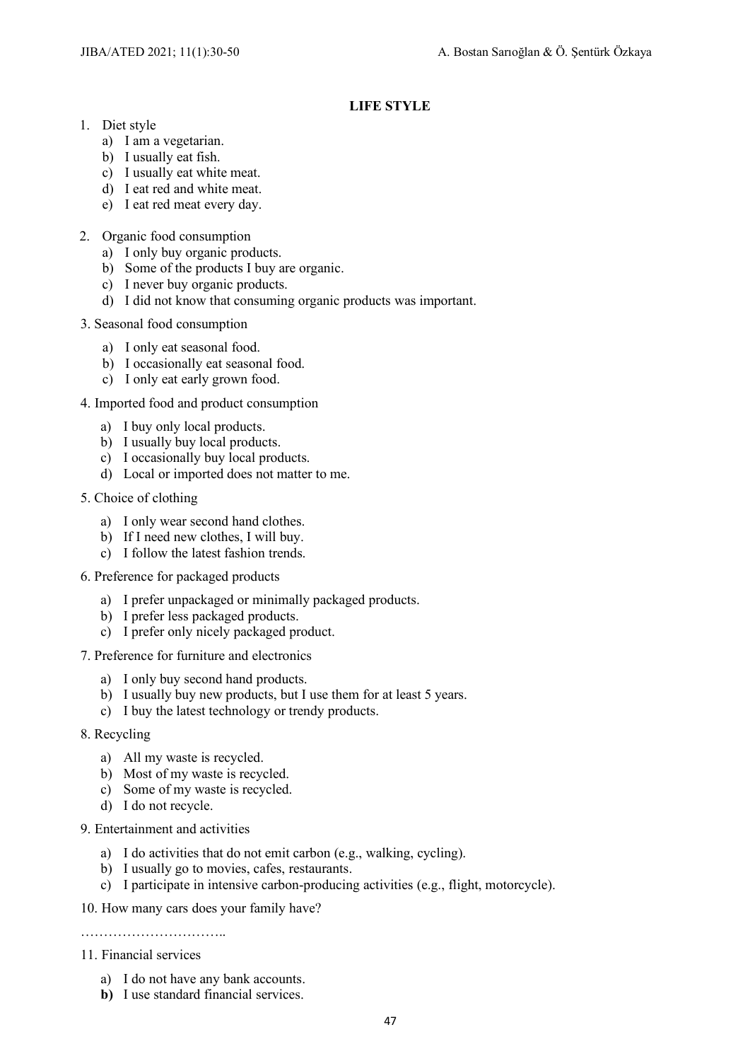## LIFE STYLE

1. Diet style
   a) I am a vegetarian.
   b) I usually eat fish.
   c) I usually eat white meat.
   d) I eat red and white meat.
   e) I eat red meat every day.

2. Organic food consumption
   a) I only buy organic products.
   b) Some of the products I buy are organic.
   c) I never buy organic products.
   d) I did not know that consuming organic products was important.

3. Seasonal food consumption
   a) I only eat seasonal food.
   b) I occasionally eat seasonal food.
   c) I only eat early grown food.

4. Imported food and product consumption
   a) I buy only local products.
   b) I usually buy local products.
   c) I occasionally buy local products.
   d) Local or imported does not matter to me.

5. Choice of clothing
   a) I only wear second hand clothes.
   b) If I need new clothes, I will buy.
   c) I follow the latest fashion trends.

6. Preference for packaged products
   a) I prefer unpackaged or minimally packaged products.
   b) I prefer less packaged products.
   c) I prefer only nicely packaged product.

7. Preference for furniture and electronics
   a) I only buy second hand products.
   b) I usually buy new products, but I use them for at least 5 years.
   c) I buy the latest technology or trendy products.

8. Recycling
   a) All my waste is recycled.
   b) Most of my waste is recycled.
   c) Some of my waste is recycled.
   d) I do not recycle.

9. Entertainment and activities
   a) I do activities that do not emit carbon (e.g., walking, cycling).
   b) I usually go to movies, cafes, restaurants.
   c) I participate in intensive carbon-producing activities (e.g., flight, motorcycle).

10. How many cars does your family have?

…………………………..

11. Financial services
    a) I do not have any bank accounts.
    **b)** I use standard financial services.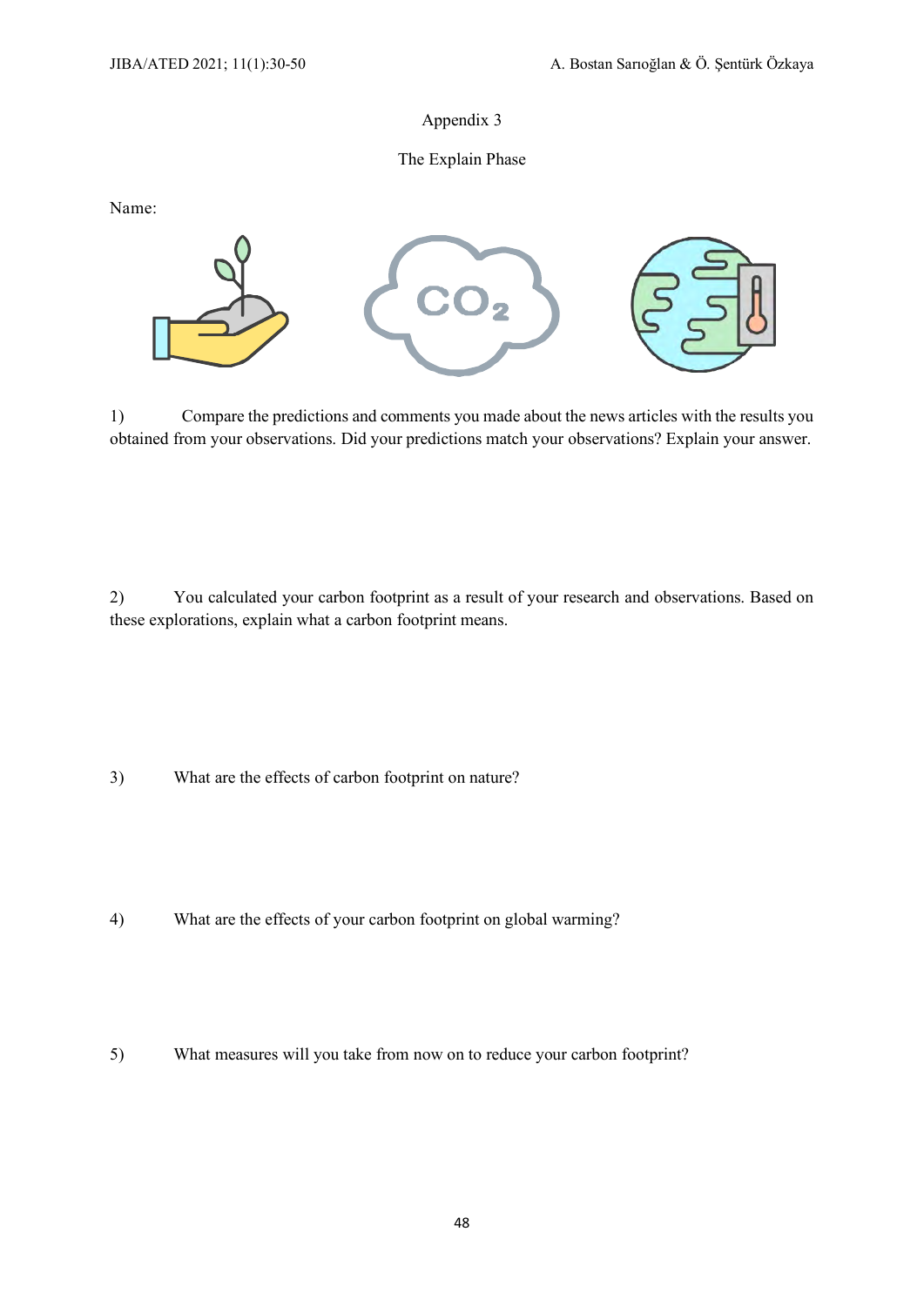## Appendix 3

### The Explain Phase

Name:

1) Compare the predictions and comments you made about the news articles with the results you obtained from your observations. Did your predictions match your observations? Explain your answer.

2) You calculated your carbon footprint as a result of your research and observations. Based on these explorations, explain what a carbon footprint means.

3) What are the effects of carbon footprint on nature?

4) What are the effects of your carbon footprint on global warming?

5) What measures will you take from now on to reduce your carbon footprint?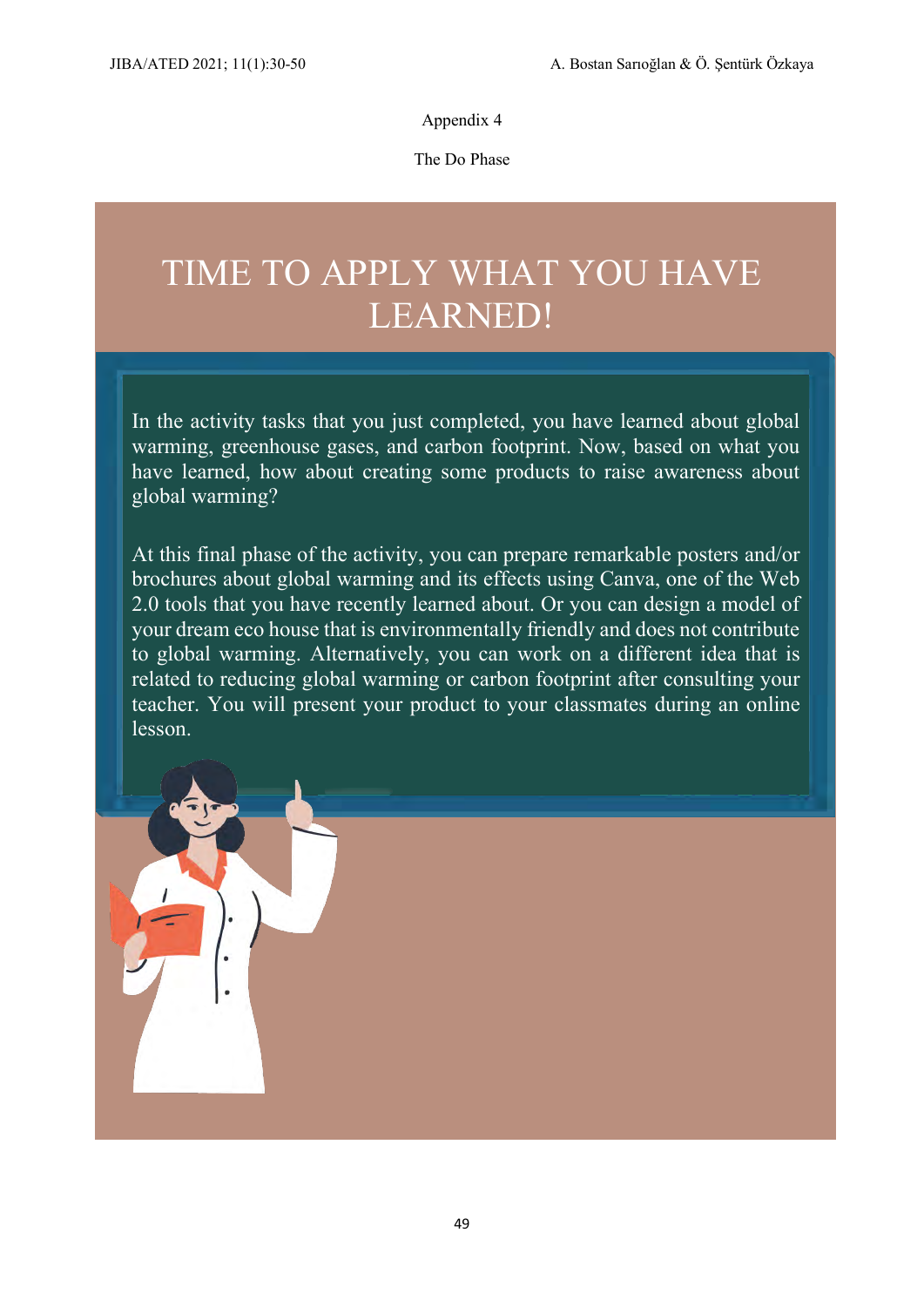Appendix 4

The Do Phase

# TIME TO APPLY WHAT YOU HAVE LEARNED!

In the activity tasks that you just completed, you have learned about global warming, greenhouse gases, and carbon footprint. Now, based on what you have learned, how about creating some products to raise awareness about global warming?

At this final phase of the activity, you can prepare remarkable posters and/or brochures about global warming and its effects using Canva, one of the Web 2.0 tools that you have recently learned about. Or you can design a model of your dream eco house that is environmentally friendly and does not contribute to global warming. Alternatively, you can work on a different idea that is related to reducing global warming or carbon footprint after consulting your teacher. You will present your product to your classmates during an online lesson.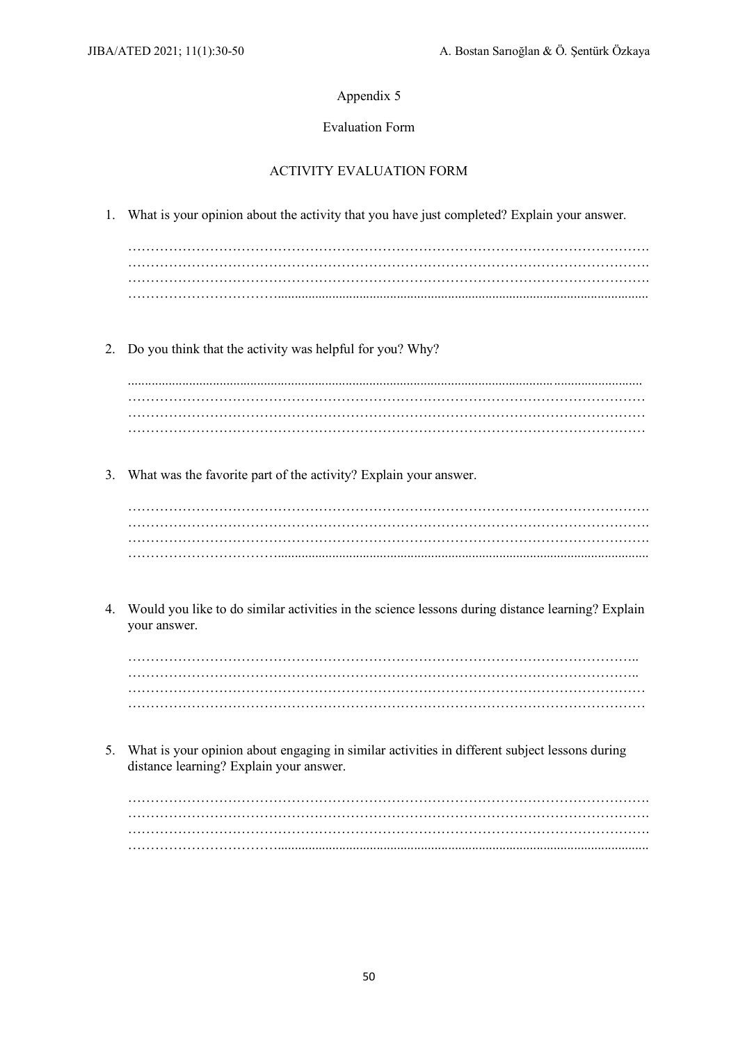Appendix 5

Evaluation Form

ACTIVITY EVALUATION FORM

1. What is your opinion about the activity that you have just completed? Explain your answer.

…………………………………………………………………………………………………….
…………………………………………………………………………………………………….
…………………………………………………………………………………………………….
…………………………………………………………………………………………………….

2. Do you think that the activity was helpful for you? Why?

…………………………………………………………………………………………………….
…………………………………………………………………………………………………….
…………………………………………………………………………………………………….
…………………………………………………………………………………………………….

3. What was the favorite part of the activity? Explain your answer.

…………………………………………………………………………………………………….
…………………………………………………………………………………………………….
…………………………………………………………………………………………………….
…………………………………………………………………………………………………….

4. Would you like to do similar activities in the science lessons during distance learning? Explain your answer.

…………………………………………………………………………………………………….
…………………………………………………………………………………………………….
…………………………………………………………………………………………………….
…………………………………………………………………………………………………….

5. What is your opinion about engaging in similar activities in different subject lessons during distance learning? Explain your answer.

…………………………………………………………………………………………………….
…………………………………………………………………………………………………….
…………………………………………………………………………………………………….
…………………………………………………………………………………………………….